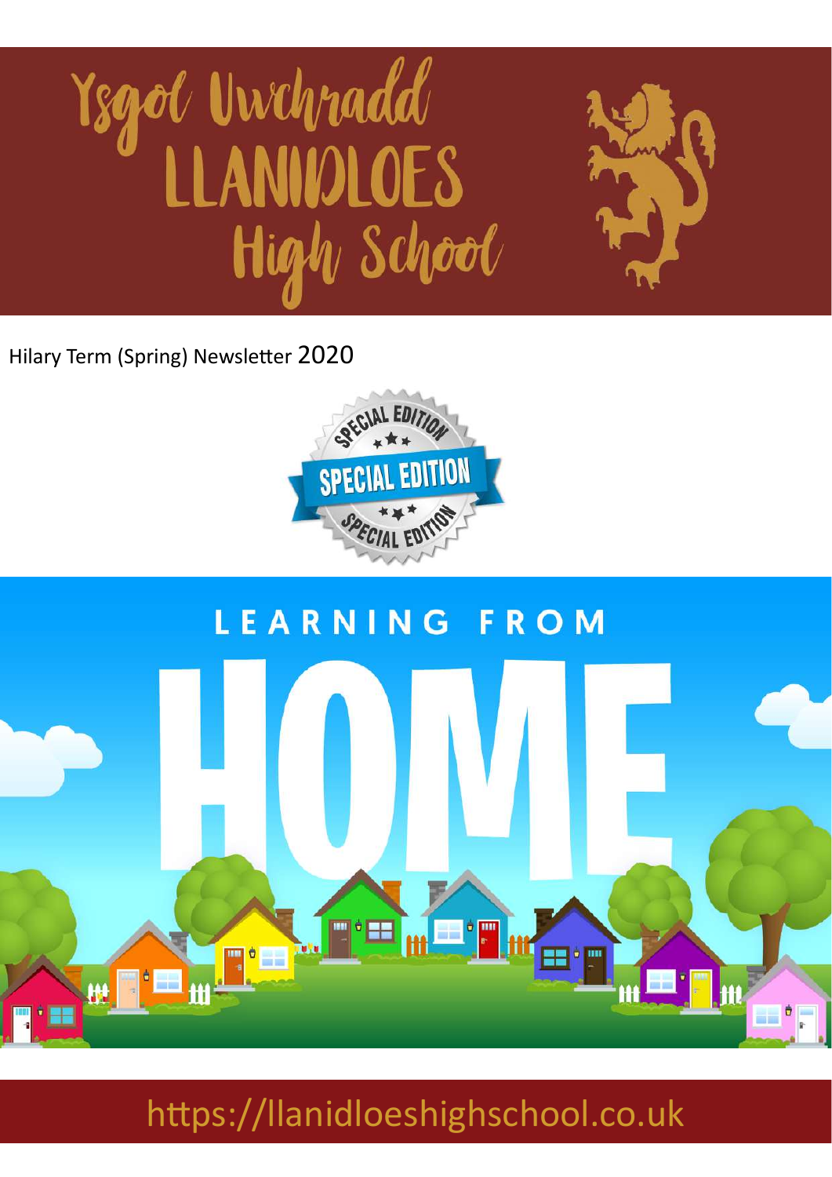# Ysgol Uwchradd LLANIDLOES High School

Hilary Term (Spring) Newsletter 2020

SPECIAL EDITION

## LEARNING FROM HOME

https://llanidloeshighschool.co.uk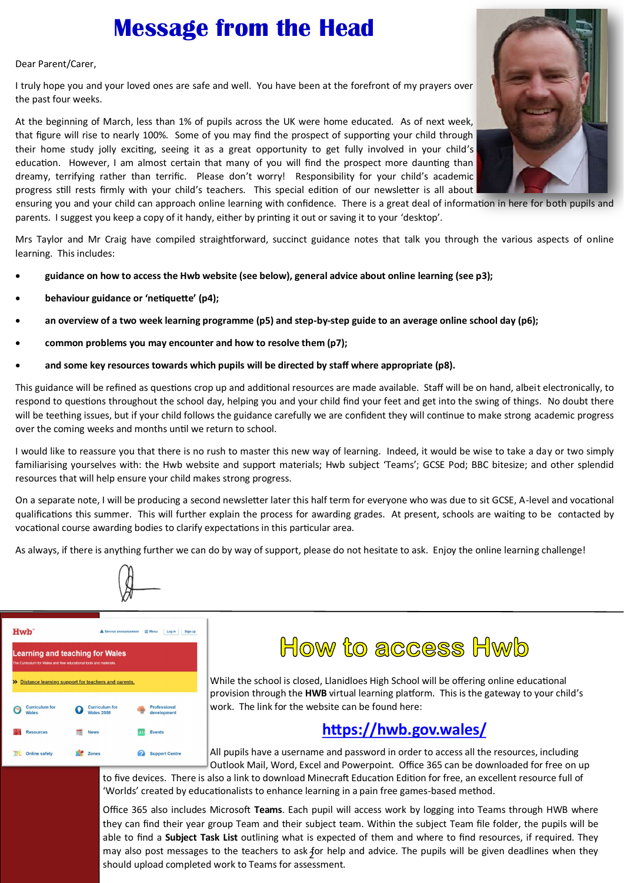# Message from the Head

Dear Parent/Carer,

I truly hope you and your loved ones are safe and well. You have been at the forefront of my prayers over the past four weeks.

At the beginning of March, less than 1% of pupils across the UK were home educated. As of next week, that figure will rise to nearly 100%. Some of you may find the prospect of supporting your child through their home study jolly exciting, seeing it as a great opportunity to get fully involved in your child's education. However, I am almost certain that many of you will find the prospect more daunting than dreamy, terrifying rather than terrific. Please don't worry! Responsibility for your child's academic progress still rests firmly with your child's teachers. This special edition of our newsletter is all about ensuring you and your child can approach online learning with confidence. There is a great deal of information in here for both pupils and parents. I suggest you keep a copy of it handy, either by printing it out or saving it to your 'desktop'.

Mrs Taylor and Mr Craig have compiled straightforward, succinct guidance notes that talk you through the various aspects of online learning. This includes:

- **guidance on how to access the Hwb website (see below), general advice about online learning (see p3);**
- **behaviour guidance or 'netiquette' (p4);**
- **an overview of a two week learning programme (p5) and step-by-step guide to an average online school day (p6);**
- **common problems you may encounter and how to resolve them (p7);**
- **and some key resources towards which pupils will be directed by staff where appropriate (p8).**

This guidance will be refined as questions crop up and additional resources are made available. Staff will be on hand, albeit electronically, to respond to questions throughout the school day, helping you and your child find your feet and get into the swing of things. No doubt there will be teething issues, but if your child follows the guidance carefully we are confident they will continue to make strong academic progress over the coming weeks and months until we return to school.

I would like to reassure you that there is no rush to master this new way of learning. Indeed, it would be wise to take a day or two simply familiarising yourselves with: the Hwb website and support materials; Hwb subject 'Teams'; GCSE Pod; BBC bitesize; and other splendid resources that will help ensure your child makes strong progress.

On a separate note, I will be producing a second newsletter later this half term for everyone who was due to sit GCSE, A-level and vocational qualifications this summer. This will further explain the process for awarding grades. At present, schools are waiting to be contacted by vocational course awarding bodies to clarify expectations in this particular area.

As always, if there is anything further we can do by way of support, please do not hesitate to ask. Enjoy the online learning challenge!

## How to access Hwb

While the school is closed, Llanidloes High School will be offering online educational provision through the **HWB** virtual learning platform. This is the gateway to your child's work. The link for the website can be found here:

**https://hwb.gov.wales/**

All pupils have a username and password in order to access all the resources, including Outlook Mail, Word, Excel and Powerpoint. Office 365 can be downloaded for free on up to five devices. There is also a link to download Minecraft Education Edition for free, an excellent resource full of 'Worlds' created by educationalists to enhance learning in a pain free games-based method.

Office 365 also includes Microsoft **Teams**. Each pupil will access work by logging into Teams through HWB where they can find their year group Team and their subject team. Within the subject Team file folder, the pupils will be able to find a **Subject Task List** outlining what is expected of them and where to find resources, if required. They may also post messages to the teachers to ask for help and advice. The pupils will be given deadlines when they should upload completed work to Teams for assessment.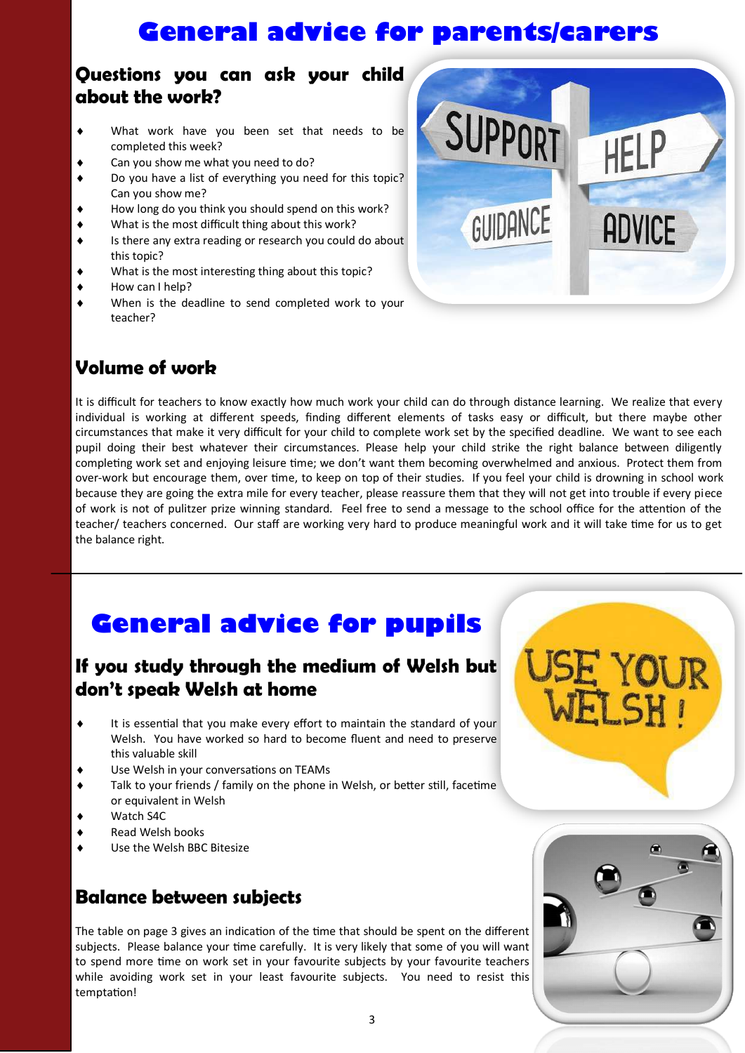# General advice for parents/carers

## Questions you can ask your child about the work?

- What work have you been set that needs to be completed this week?
- Can you show me what you need to do?
- Do you have a list of everything you need for this topic? Can you show me?
- How long do you think you should spend on this work?
- What is the most difficult thing about this work?
- Is there any extra reading or research you could do about this topic?
- What is the most interesting thing about this topic?
- How can I help?
- When is the deadline to send completed work to your teacher?

## Volume of work

It is difficult for teachers to know exactly how much work your child can do through distance learning. We realize that every individual is working at different speeds, finding different elements of tasks easy or difficult, but there maybe other circumstances that make it very difficult for your child to complete work set by the specified deadline. We want to see each pupil doing their best whatever their circumstances. Please help your child strike the right balance between diligently completing work set and enjoying leisure time; we don't want them becoming overwhelmed and anxious. Protect them from over-work but encourage them, over time, to keep on top of their studies. If you feel your child is drowning in school work because they are going the extra mile for every teacher, please reassure them that they will not get into trouble if every piece of work is not of pulitzer prize winning standard. Feel free to send a message to the school office for the attention of the teacher/ teachers concerned. Our staff are working very hard to produce meaningful work and it will take time for us to get the balance right.

# General advice for pupils

## If you study through the medium of Welsh but don't speak Welsh at home

- It is essential that you make every effort to maintain the standard of your Welsh. You have worked so hard to become fluent and need to preserve this valuable skill
- Use Welsh in your conversations on TEAMs
- Talk to your friends / family on the phone in Welsh, or better still, facetime or equivalent in Welsh
- Watch S4C
- Read Welsh books
- Use the Welsh BBC Bitesize

## Balance between subjects

The table on page 3 gives an indication of the time that should be spent on the different subjects. Please balance your time carefully. It is very likely that some of you will want to spend more time on work set in your favourite subjects by your favourite teachers while avoiding work set in your least favourite subjects. You need to resist this temptation!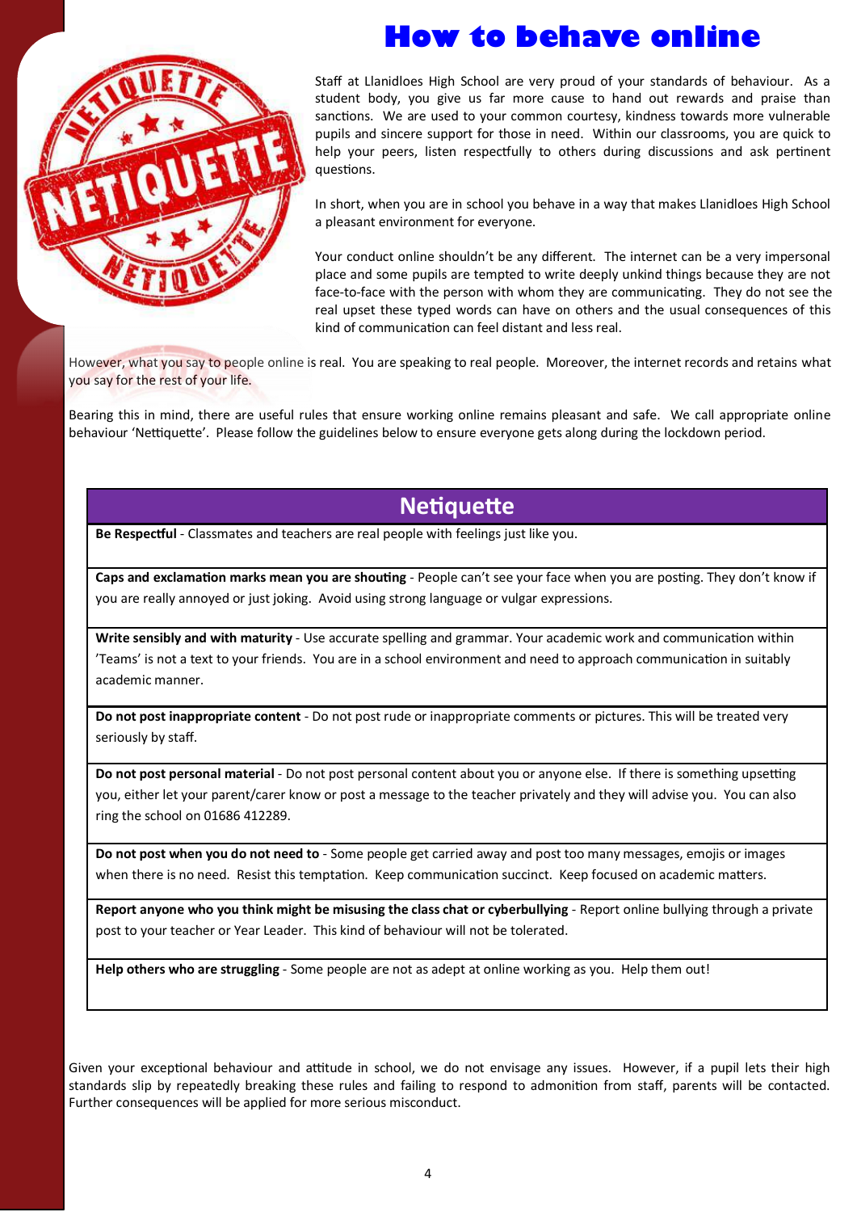# How to behave online

Staff at Llanidloes High School are very proud of your standards of behaviour. As a student body, you give us far more cause to hand out rewards and praise than sanctions. We are used to your common courtesy, kindness towards more vulnerable pupils and sincere support for those in need. Within our classrooms, you are quick to help your peers, listen respectfully to others during discussions and ask pertinent questions.

In short, when you are in school you behave in a way that makes Llanidloes High School a pleasant environment for everyone.

Your conduct online shouldn't be any different. The internet can be a very impersonal place and some pupils are tempted to write deeply unkind things because they are not face-to-face with the person with whom they are communicating. They do not see the real upset these typed words can have on others and the usual consequences of this kind of communication can feel distant and less real.

However, what you say to people online is real. You are speaking to real people. Moreover, the internet records and retains what you say for the rest of your life.

Bearing this in mind, there are useful rules that ensure working online remains pleasant and safe. We call appropriate online behaviour 'Nettiquette'. Please follow the guidelines below to ensure everyone gets along during the lockdown period.

| Netiquette |
| --- |
| **Be Respectful** - Classmates and teachers are real people with feelings just like you. |
| **Caps and exclamation marks mean you are shouting** - People can't see your face when you are posting. They don't know if you are really annoyed or just joking. Avoid using strong language or vulgar expressions. |
| **Write sensibly and with maturity** - Use accurate spelling and grammar. Your academic work and communication within 'Teams' is not a text to your friends. You are in a school environment and need to approach communication in suitably academic manner. |
| **Do not post inappropriate content** - Do not post rude or inappropriate comments or pictures. This will be treated very seriously by staff. |
| **Do not post personal material** - Do not post personal content about you or anyone else. If there is something upsetting you, either let your parent/carer know or post a message to the teacher privately and they will advise you. You can also ring the school on 01686 412289. |
| **Do not post when you do not need to** - Some people get carried away and post too many messages, emojis or images when there is no need. Resist this temptation. Keep communication succinct. Keep focused on academic matters. |
| **Report anyone who you think might be misusing the class chat or cyberbullying** - Report online bullying through a private post to your teacher or Year Leader. This kind of behaviour will not be tolerated. |
| **Help others who are struggling** - Some people are not as adept at online working as you. Help them out! |

Given your exceptional behaviour and attitude in school, we do not envisage any issues. However, if a pupil lets their high standards slip by repeatedly breaking these rules and failing to respond to admonition from staff, parents will be contacted. Further consequences will be applied for more serious misconduct.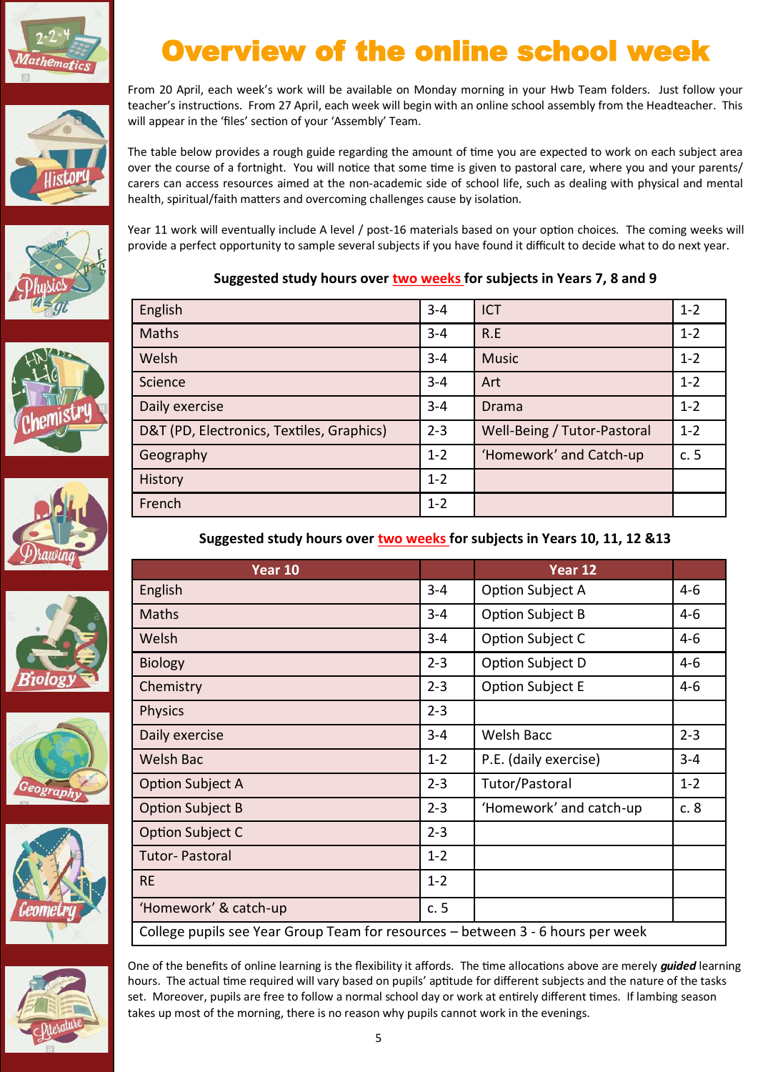# Overview of the online school week

From 20 April, each week's work will be available on Monday morning in your Hwb Team folders. Just follow your teacher's instructions. From 27 April, each week will begin with an online school assembly from the Headteacher. This will appear in the 'files' section of your 'Assembly' Team.

The table below provides a rough guide regarding the amount of time you are expected to work on each subject area over the course of a fortnight. You will notice that some time is given to pastoral care, where you and your parents/ carers can access resources aimed at the non-academic side of school life, such as dealing with physical and mental health, spiritual/faith matters and overcoming challenges cause by isolation.

Year 11 work will eventually include A level / post-16 materials based on your option choices. The coming weeks will provide a perfect opportunity to sample several subjects if you have found it difficult to decide what to do next year.

**Suggested study hours over two weeks for subjects in Years 7, 8 and 9**

| | | | |
|---|---|---|---|
| English | 3-4 | ICT | 1-2 |
| Maths | 3-4 | R.E | 1-2 |
| Welsh | 3-4 | Music | 1-2 |
| Science | 3-4 | Art | 1-2 |
| Daily exercise | 3-4 | Drama | 1-2 |
| D&T (PD, Electronics, Textiles, Graphics) | 2-3 | Well-Being / Tutor-Pastoral | 1-2 |
| Geography | 1-2 | 'Homework' and Catch-up | c. 5 |
| History | 1-2 | | |
| French | 1-2 | | |

**Suggested study hours over two weeks for subjects in Years 10, 11, 12 &13**

| Year 10 | | Year 12 | |
|---|---|---|---|
| English | 3-4 | Option Subject A | 4-6 |
| Maths | 3-4 | Option Subject B | 4-6 |
| Welsh | 3-4 | Option Subject C | 4-6 |
| Biology | 2-3 | Option Subject D | 4-6 |
| Chemistry | 2-3 | Option Subject E | 4-6 |
| Physics | 2-3 | | |
| Daily exercise | 3-4 | Welsh Bacc | 2-3 |
| Welsh Bac | 1-2 | P.E. (daily exercise) | 3-4 |
| Option Subject A | 2-3 | Tutor/Pastoral | 1-2 |
| Option Subject B | 2-3 | 'Homework' and catch-up | c. 8 |
| Option Subject C | 2-3 | | |
| Tutor- Pastoral | 1-2 | | |
| RE | 1-2 | | |
| 'Homework' & catch-up | c. 5 | | |
| College pupils see Year Group Team for resources – between 3 - 6 hours per week | | | |

One of the benefits of online learning is the flexibility it affords. The time allocations above are merely ***guided*** learning hours. The actual time required will vary based on pupils' aptitude for different subjects and the nature of the tasks set. Moreover, pupils are free to follow a normal school day or work at entirely different times. If lambing season takes up most of the morning, there is no reason why pupils cannot work in the evenings.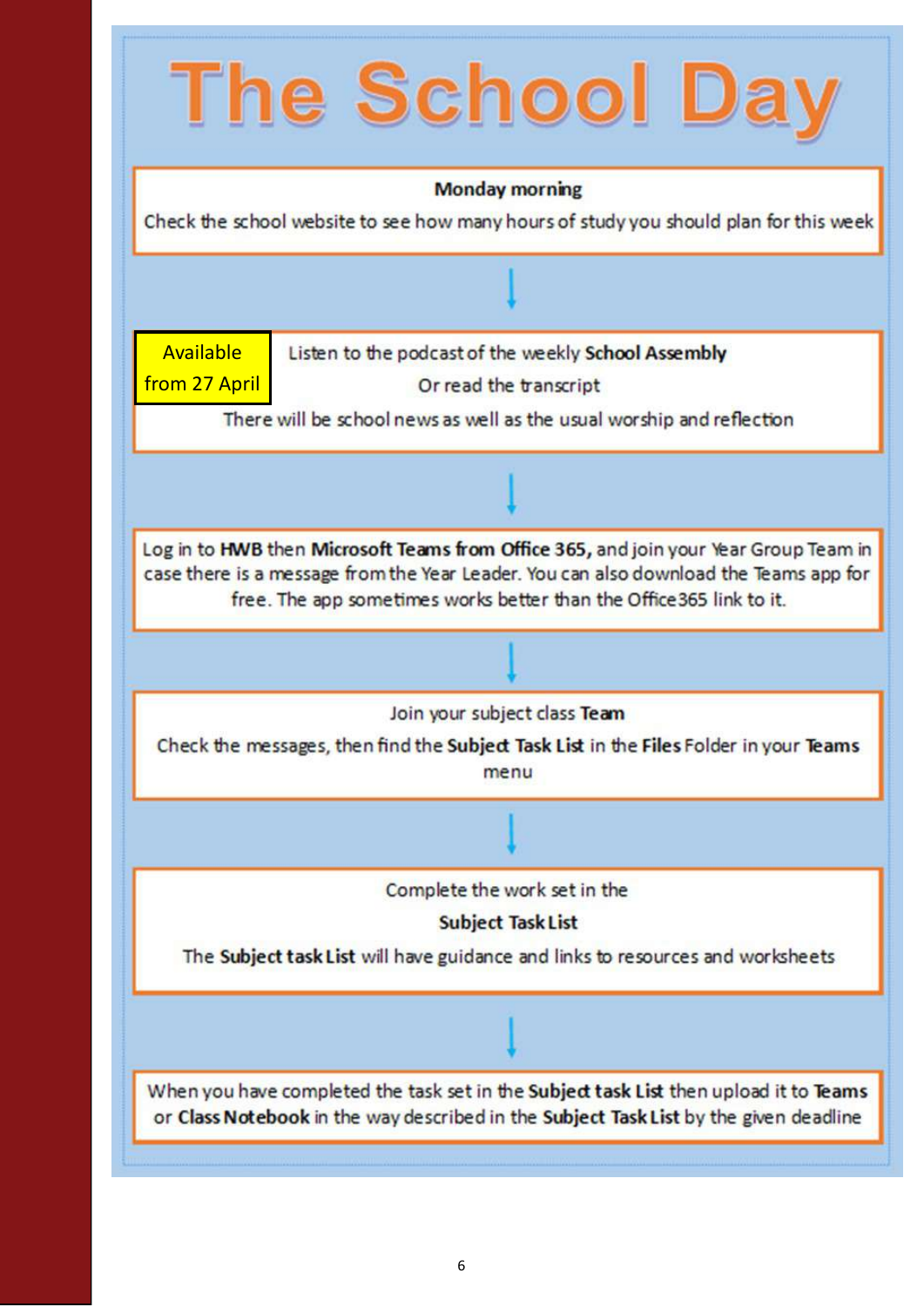# The School Day

**Monday morning**

Check the school website to see how many hours of study you should plan for this week

↓

Available from 27 April

Listen to the podcast of the weekly **School Assembly**

Or read the transcript

There will be school news as well as the usual worship and reflection

↓

Log in to **HWB** then **Microsoft Teams from Office 365,** and join your Year Group Team in case there is a message from the Year Leader. You can also download the Teams app for free. The app sometimes works better than the Office365 link to it.

↓

Join your subject class **Team**

Check the messages, then find the **Subject Task List** in the **Files** Folder in your **Teams** menu

↓

Complete the work set in the

**Subject Task List**

The **Subject task List** will have guidance and links to resources and worksheets

↓

When you have completed the task set in the **Subject task List** then upload it to **Teams** or **Class Notebook** in the way described in the **Subject Task List** by the given deadline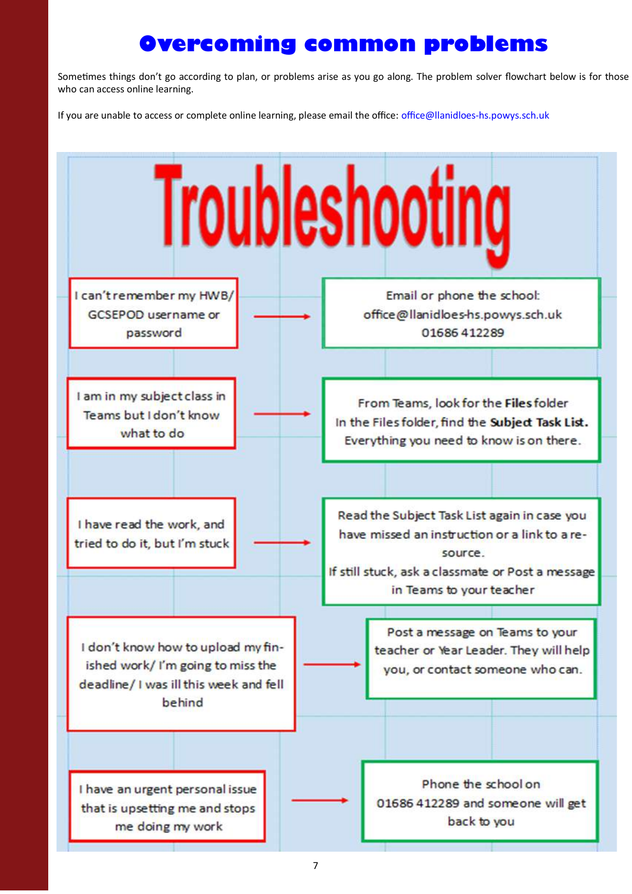# Overcoming common problems

Sometimes things don't go according to plan, or problems arise as you go along. The problem solver flowchart below is for those who can access online learning.

If you are unable to access or complete online learning, please email the office: office@llanidloes-hs.powys.sch.uk

## Troubleshooting

| Problem | | Solution |
|---|---|---|
| I can't remember my HWB/ GCSEPOD username or password | → | Email or phone the school: office@llanidloes-hs.powys.sch.uk 01686 412289 |
| I am in my subject class in Teams but I don't know what to do | → | From Teams, look for the **Files** folder. In the Files folder, find the **Subject Task List.** Everything you need to know is on there. |
| I have read the work, and tried to do it, but I'm stuck | → | Read the Subject Task List again in case you have missed an instruction or a link to a resource. If still stuck, ask a classmate or Post a message in Teams to your teacher |
| I don't know how to upload my finished work/ I'm going to miss the deadline/ I was ill this week and fell behind | → | Post a message on Teams to your teacher or Year Leader. They will help you, or contact someone who can. |
| I have an urgent personal issue that is upsetting me and stops me doing my work | → | Phone the school on 01686 412289 and someone will get back to you |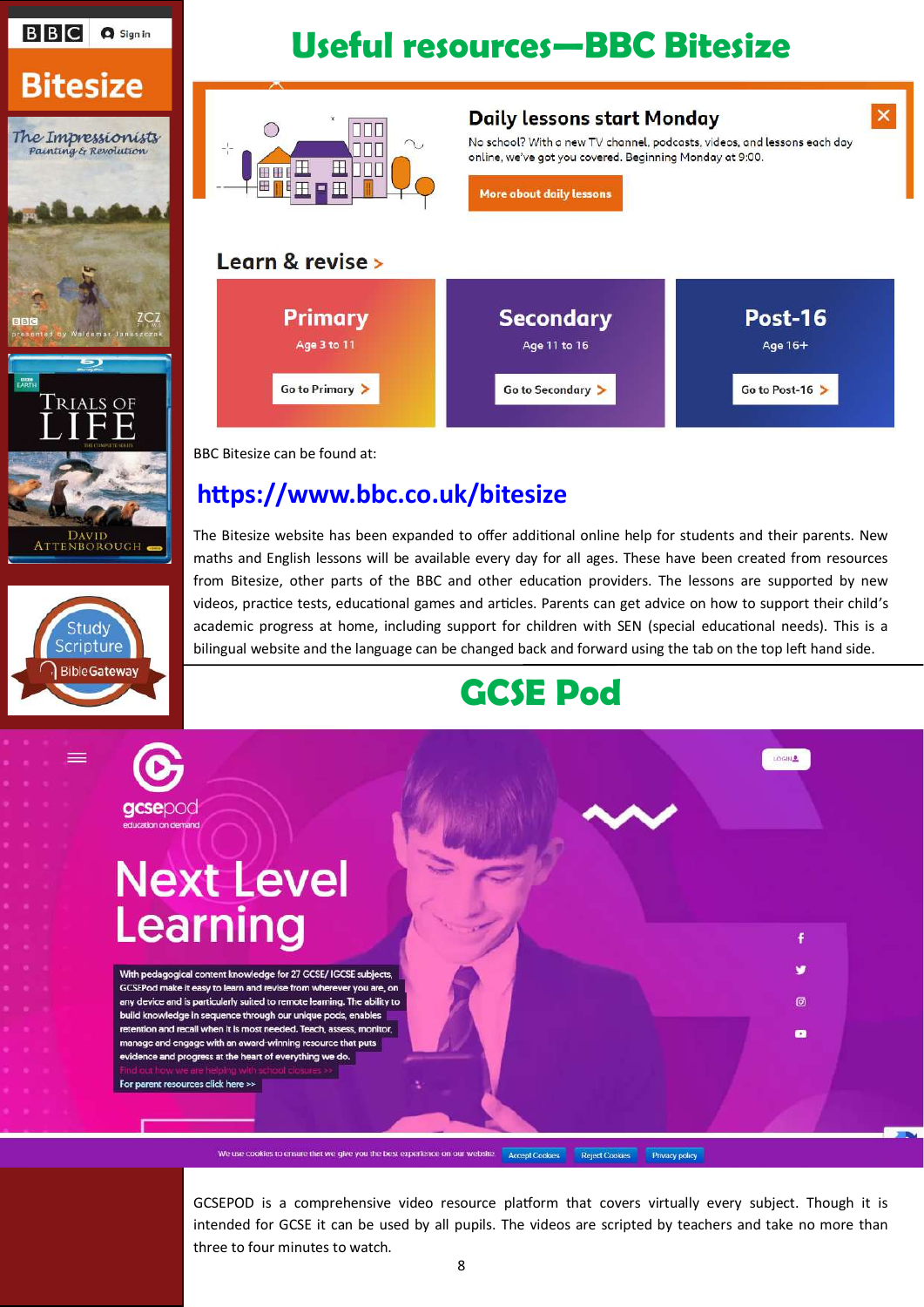# Useful resources—BBC Bitesize

BBC Bitesize can be found at:

## https://www.bbc.co.uk/bitesize

The Bitesize website has been expanded to offer additional online help for students and their parents. New maths and English lessons will be available every day for all ages. These have been created from resources from Bitesize, other parts of the BBC and other education providers. The lessons are supported by new videos, practice tests, educational games and articles. Parents can get advice on how to support their child's academic progress at home, including support for children with SEN (special educational needs). This is a bilingual website and the language can be changed back and forward using the tab on the top left hand side.

# GCSE Pod

GCSEPOD is a comprehensive video resource platform that covers virtually every subject. Though it is intended for GCSE it can be used by all pupils. The videos are scripted by teachers and take no more than three to four minutes to watch.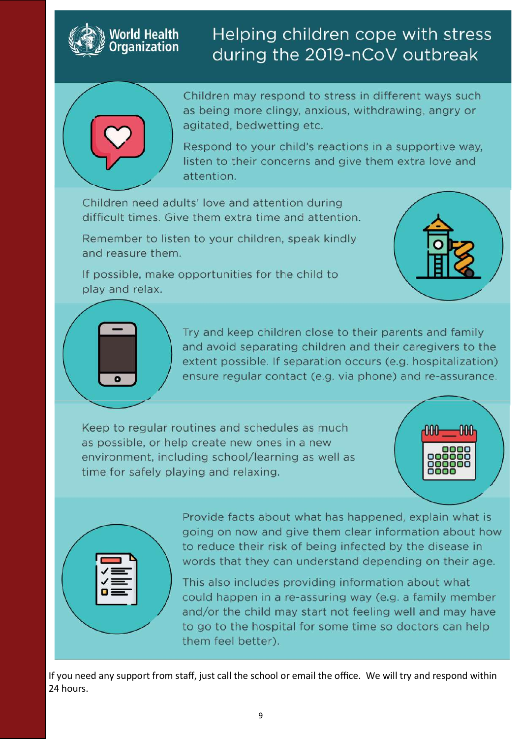World Health Organization

# Helping children cope with stress during the 2019-nCoV outbreak

Children may respond to stress in different ways such as being more clingy, anxious, withdrawing, angry or agitated, bedwetting etc.

Respond to your child's reactions in a supportive way, listen to their concerns and give them extra love and attention.

Children need adults' love and attention during difficult times. Give them extra time and attention.

Remember to listen to your children, speak kindly and reasure them.

If possible, make opportunities for the child to play and relax.

Try and keep children close to their parents and family and avoid separating children and their caregivers to the extent possible. If separation occurs (e.g. hospitalization) ensure regular contact (e.g. via phone) and re-assurance.

Keep to regular routines and schedules as much as possible, or help create new ones in a new environment, including school/learning as well as time for safely playing and relaxing.

Provide facts about what has happened, explain what is going on now and give them clear information about how to reduce their risk of being infected by the disease in words that they can understand depending on their age.

This also includes providing information about what could happen in a re-assuring way (e.g. a family member and/or the child may start not feeling well and may have to go to the hospital for some time so doctors can help them feel better).

If you need any support from staff, just call the school or email the office. We will try and respond within 24 hours.